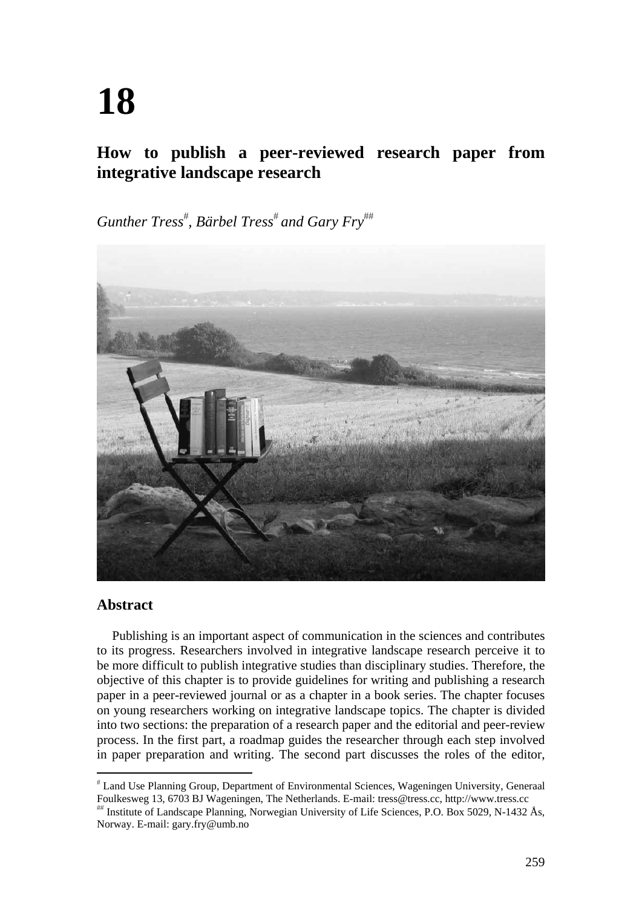# 18

## How to publish a peer-reviewed research paper from integrative landscape research

*Gunther Tress[#], Bärbel Tress[#] and Gary Fry[##]*

### Abstract

Publishing is an important aspect of communication in the sciences and contributes to its progress. Researchers involved in integrative landscape research perceive it to be more difficult to publish integrative studies than disciplinary studies. Therefore, the objective of this chapter is to provide guidelines for writing and publishing a research paper in a peer-reviewed journal or as a chapter in a book series. The chapter focuses on young researchers working on integrative landscape topics. The chapter is divided into two sections: the preparation of a research paper and the editorial and peer-review process. In the first part, a roadmap guides the researcher through each step involved in paper preparation and writing. The second part discusses the roles of the editor,

---

[#] Land Use Planning Group, Department of Environmental Sciences, Wageningen University, Generaal Foulkesweg 13, 6703 BJ Wageningen, The Netherlands. E-mail: tress@tress.cc, http://www.tress.cc

[##] Institute of Landscape Planning, Norwegian University of Life Sciences, P.O. Box 5029, N-1432 Ås, Norway. E-mail: gary.fry@umb.no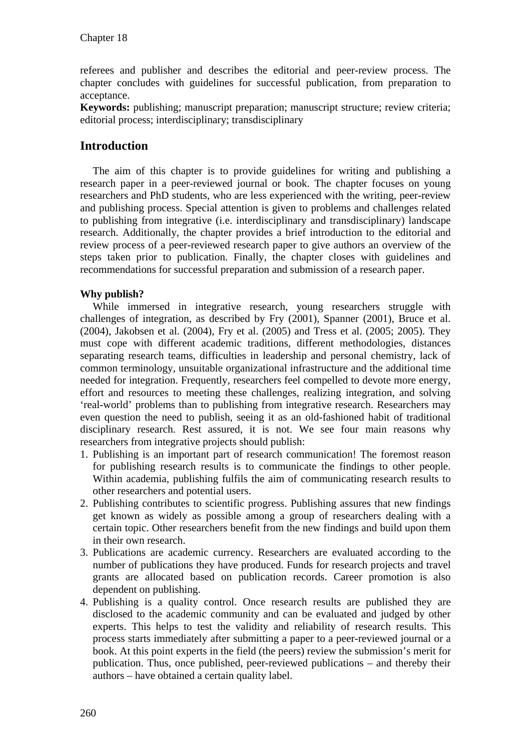referees and publisher and describes the editorial and peer-review process. The chapter concludes with guidelines for successful publication, from preparation to acceptance.

**Keywords:** publishing; manuscript preparation; manuscript structure; review criteria; editorial process; interdisciplinary; transdisciplinary

## Introduction

The aim of this chapter is to provide guidelines for writing and publishing a research paper in a peer-reviewed journal or book. The chapter focuses on young researchers and PhD students, who are less experienced with the writing, peer-review and publishing process. Special attention is given to problems and challenges related to publishing from integrative (i.e. interdisciplinary and transdisciplinary) landscape research. Additionally, the chapter provides a brief introduction to the editorial and review process of a peer-reviewed research paper to give authors an overview of the steps taken prior to publication. Finally, the chapter closes with guidelines and recommendations for successful preparation and submission of a research paper.

**Why publish?**

While immersed in integrative research, young researchers struggle with challenges of integration, as described by Fry (2001), Spanner (2001), Bruce et al. (2004), Jakobsen et al. (2004), Fry et al. (2005) and Tress et al. (2005; 2005). They must cope with different academic traditions, different methodologies, distances separating research teams, difficulties in leadership and personal chemistry, lack of common terminology, unsuitable organizational infrastructure and the additional time needed for integration. Frequently, researchers feel compelled to devote more energy, effort and resources to meeting these challenges, realizing integration, and solving 'real-world' problems than to publishing from integrative research. Researchers may even question the need to publish, seeing it as an old-fashioned habit of traditional disciplinary research. Rest assured, it is not. We see four main reasons why researchers from integrative projects should publish:

1. Publishing is an important part of research communication! The foremost reason for publishing research results is to communicate the findings to other people. Within academia, publishing fulfils the aim of communicating research results to other researchers and potential users.
2. Publishing contributes to scientific progress. Publishing assures that new findings get known as widely as possible among a group of researchers dealing with a certain topic. Other researchers benefit from the new findings and build upon them in their own research.
3. Publications are academic currency. Researchers are evaluated according to the number of publications they have produced. Funds for research projects and travel grants are allocated based on publication records. Career promotion is also dependent on publishing.
4. Publishing is a quality control. Once research results are published they are disclosed to the academic community and can be evaluated and judged by other experts. This helps to test the validity and reliability of research results. This process starts immediately after submitting a paper to a peer-reviewed journal or a book. At this point experts in the field (the peers) review the submission's merit for publication. Thus, once published, peer-reviewed publications – and thereby their authors – have obtained a certain quality label.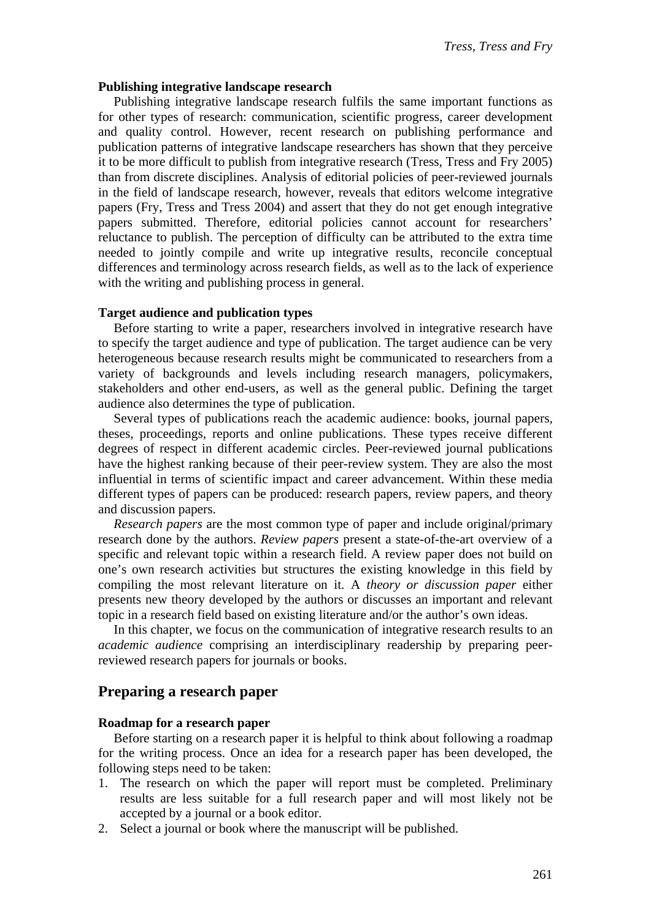### Publishing integrative landscape research

Publishing integrative landscape research fulfils the same important functions as for other types of research: communication, scientific progress, career development and quality control. However, recent research on publishing performance and publication patterns of integrative landscape researchers has shown that they perceive it to be more difficult to publish from integrative research (Tress, Tress and Fry 2005) than from discrete disciplines. Analysis of editorial policies of peer-reviewed journals in the field of landscape research, however, reveals that editors welcome integrative papers (Fry, Tress and Tress 2004) and assert that they do not get enough integrative papers submitted. Therefore, editorial policies cannot account for researchers' reluctance to publish. The perception of difficulty can be attributed to the extra time needed to jointly compile and write up integrative results, reconcile conceptual differences and terminology across research fields, as well as to the lack of experience with the writing and publishing process in general.

### Target audience and publication types

Before starting to write a paper, researchers involved in integrative research have to specify the target audience and type of publication. The target audience can be very heterogeneous because research results might be communicated to researchers from a variety of backgrounds and levels including research managers, policymakers, stakeholders and other end-users, as well as the general public. Defining the target audience also determines the type of publication.

Several types of publications reach the academic audience: books, journal papers, theses, proceedings, reports and online publications. These types receive different degrees of respect in different academic circles. Peer-reviewed journal publications have the highest ranking because of their peer-review system. They are also the most influential in terms of scientific impact and career advancement. Within these media different types of papers can be produced: research papers, review papers, and theory and discussion papers.

*Research papers* are the most common type of paper and include original/primary research done by the authors. *Review papers* present a state-of-the-art overview of a specific and relevant topic within a research field. A review paper does not build on one's own research activities but structures the existing knowledge in this field by compiling the most relevant literature on it. A *theory or discussion paper* either presents new theory developed by the authors or discusses an important and relevant topic in a research field based on existing literature and/or the author's own ideas.

In this chapter, we focus on the communication of integrative research results to an *academic audience* comprising an interdisciplinary readership by preparing peer-reviewed research papers for journals or books.

## Preparing a research paper

### Roadmap for a research paper

Before starting on a research paper it is helpful to think about following a roadmap for the writing process. Once an idea for a research paper has been developed, the following steps need to be taken:

1. The research on which the paper will report must be completed. Preliminary results are less suitable for a full research paper and will most likely not be accepted by a journal or a book editor.
2. Select a journal or book where the manuscript will be published.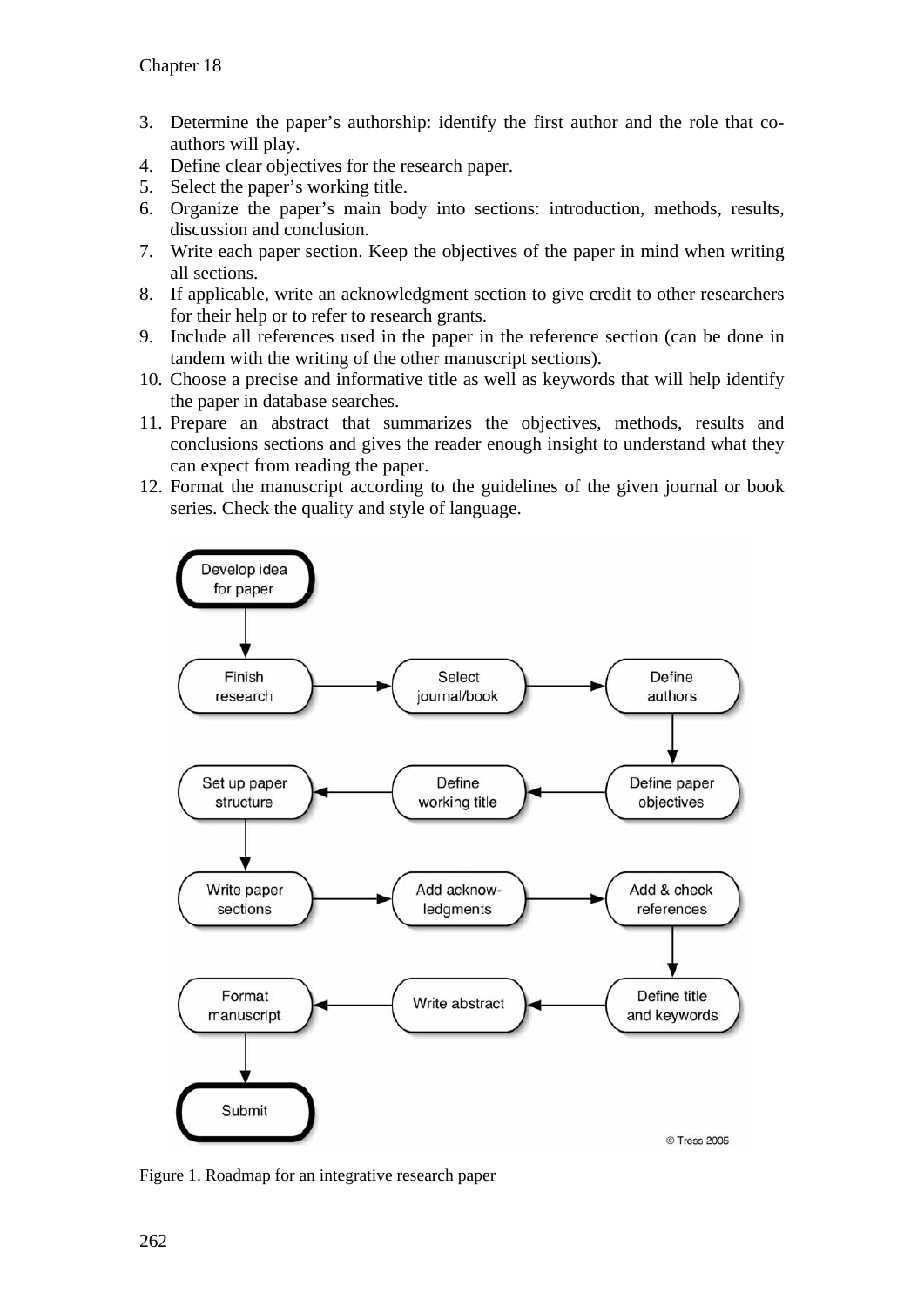3. Determine the paper's authorship: identify the first author and the role that co-authors will play.
4. Define clear objectives for the research paper.
5. Select the paper's working title.
6. Organize the paper's main body into sections: introduction, methods, results, discussion and conclusion.
7. Write each paper section. Keep the objectives of the paper in mind when writing all sections.
8. If applicable, write an acknowledgment section to give credit to other researchers for their help or to refer to research grants.
9. Include all references used in the paper in the reference section (can be done in tandem with the writing of the other manuscript sections).
10. Choose a precise and informative title as well as keywords that will help identify the paper in database searches.
11. Prepare an abstract that summarizes the objectives, methods, results and conclusions sections and gives the reader enough insight to understand what they can expect from reading the paper.
12. Format the manuscript according to the guidelines of the given journal or book series. Check the quality and style of language.

Figure 1. Roadmap for an integrative research paper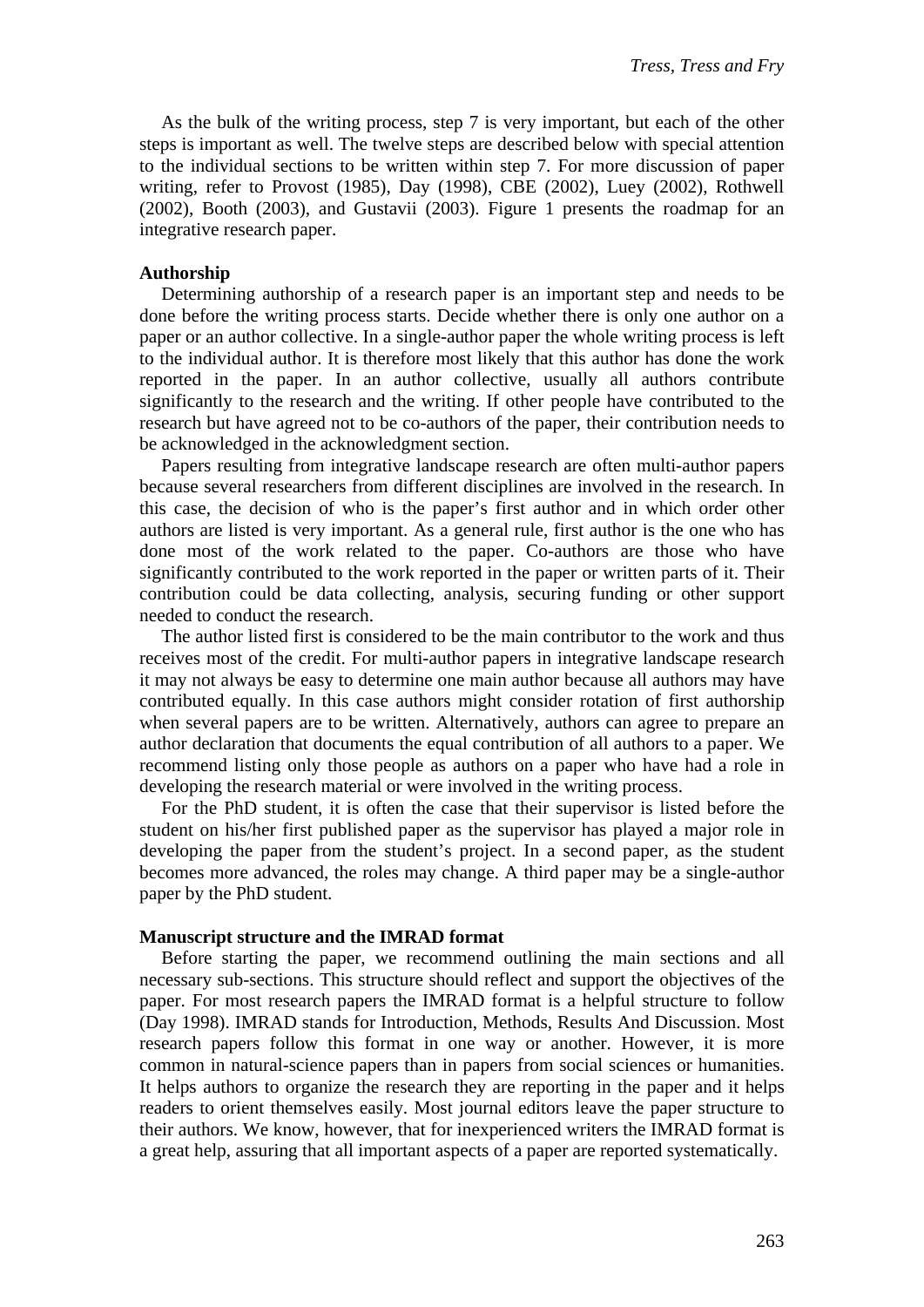As the bulk of the writing process, step 7 is very important, but each of the other steps is important as well. The twelve steps are described below with special attention to the individual sections to be written within step 7. For more discussion of paper writing, refer to Provost (1985), Day (1998), CBE (2002), Luey (2002), Rothwell (2002), Booth (2003), and Gustavii (2003). Figure 1 presents the roadmap for an integrative research paper.

**Authorship**

Determining authorship of a research paper is an important step and needs to be done before the writing process starts. Decide whether there is only one author on a paper or an author collective. In a single-author paper the whole writing process is left to the individual author. It is therefore most likely that this author has done the work reported in the paper. In an author collective, usually all authors contribute significantly to the research and the writing. If other people have contributed to the research but have agreed not to be co-authors of the paper, their contribution needs to be acknowledged in the acknowledgment section.

Papers resulting from integrative landscape research are often multi-author papers because several researchers from different disciplines are involved in the research. In this case, the decision of who is the paper's first author and in which order other authors are listed is very important. As a general rule, first author is the one who has done most of the work related to the paper. Co-authors are those who have significantly contributed to the work reported in the paper or written parts of it. Their contribution could be data collecting, analysis, securing funding or other support needed to conduct the research.

The author listed first is considered to be the main contributor to the work and thus receives most of the credit. For multi-author papers in integrative landscape research it may not always be easy to determine one main author because all authors may have contributed equally. In this case authors might consider rotation of first authorship when several papers are to be written. Alternatively, authors can agree to prepare an author declaration that documents the equal contribution of all authors to a paper. We recommend listing only those people as authors on a paper who have had a role in developing the research material or were involved in the writing process.

For the PhD student, it is often the case that their supervisor is listed before the student on his/her first published paper as the supervisor has played a major role in developing the paper from the student's project. In a second paper, as the student becomes more advanced, the roles may change. A third paper may be a single-author paper by the PhD student.

**Manuscript structure and the IMRAD format**

Before starting the paper, we recommend outlining the main sections and all necessary sub-sections. This structure should reflect and support the objectives of the paper. For most research papers the IMRAD format is a helpful structure to follow (Day 1998). IMRAD stands for Introduction, Methods, Results And Discussion. Most research papers follow this format in one way or another. However, it is more common in natural-science papers than in papers from social sciences or humanities. It helps authors to organize the research they are reporting in the paper and it helps readers to orient themselves easily. Most journal editors leave the paper structure to their authors. We know, however, that for inexperienced writers the IMRAD format is a great help, assuring that all important aspects of a paper are reported systematically.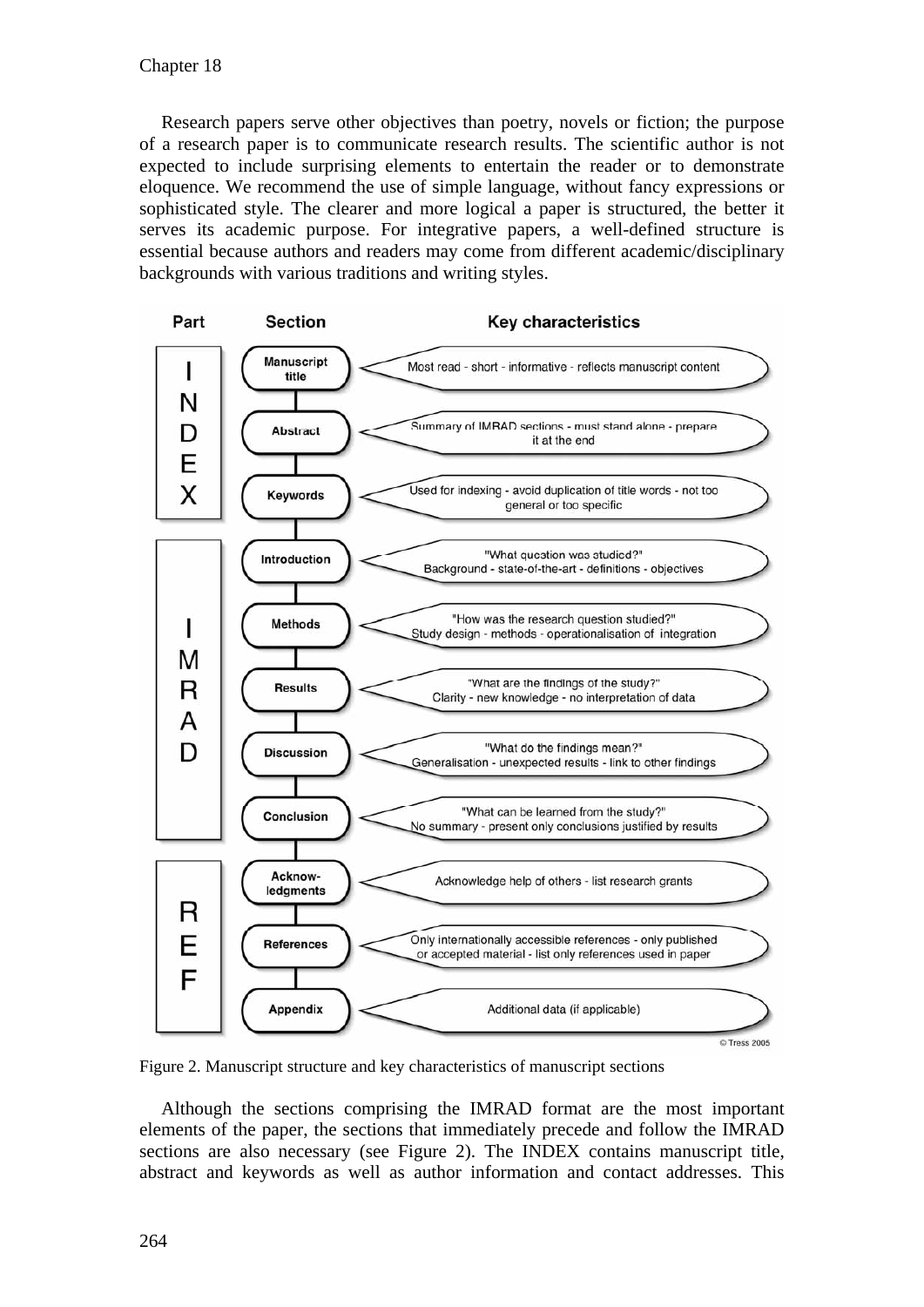Research papers serve other objectives than poetry, novels or fiction; the purpose of a research paper is to communicate research results. The scientific author is not expected to include surprising elements to entertain the reader or to demonstrate eloquence. We recommend the use of simple language, without fancy expressions or sophisticated style. The clearer and more logical a paper is structured, the better it serves its academic purpose. For integrative papers, a well-defined structure is essential because authors and readers may come from different academic/disciplinary backgrounds with various traditions and writing styles.

| Part | Section | Key characteristics |
|---|---|---|
| INDEX | Manuscript title | Most read - short - informative - reflects manuscript content |
| | Abstract | Summary of IMRAD sections - must stand alone - prepare it at the end |
| | Keywords | Used for indexing - avoid duplication of title words - not too general or too specific |
| IMRAD | Introduction | "What question was studied?" Background - state-of-the-art - definitions - objectives |
| | Methods | "How was the research question studied?" Study design - methods - operationalisation of integration |
| | Results | "What are the findings of the study?" Clarity - new knowledge - no interpretation of data |
| | Discussion | "What do the findings mean?" Generalisation - unexpected results - link to other findings |
| | Conclusion | "What can be learned from the study?" No summary - present only conclusions justified by results |
| REF | Acknow-ledgments | Acknowledge help of others - list research grants |
| | References | Only internationally accessible references - only published or accepted material - list only references used in paper |
| | Appendix | Additional data (if applicable) |

© Tress 2005

Figure 2. Manuscript structure and key characteristics of manuscript sections

Although the sections comprising the IMRAD format are the most important elements of the paper, the sections that immediately precede and follow the IMRAD sections are also necessary (see Figure 2). The INDEX contains manuscript title, abstract and keywords as well as author information and contact addresses. This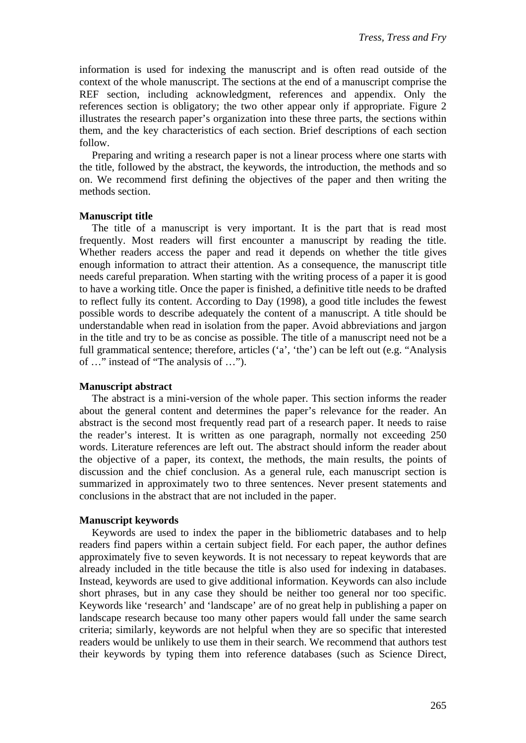information is used for indexing the manuscript and is often read outside of the context of the whole manuscript. The sections at the end of a manuscript comprise the REF section, including acknowledgment, references and appendix. Only the references section is obligatory; the two other appear only if appropriate. Figure 2 illustrates the research paper's organization into these three parts, the sections within them, and the key characteristics of each section. Brief descriptions of each section follow.

Preparing and writing a research paper is not a linear process where one starts with the title, followed by the abstract, the keywords, the introduction, the methods and so on. We recommend first defining the objectives of the paper and then writing the methods section.

**Manuscript title**

The title of a manuscript is very important. It is the part that is read most frequently. Most readers will first encounter a manuscript by reading the title. Whether readers access the paper and read it depends on whether the title gives enough information to attract their attention. As a consequence, the manuscript title needs careful preparation. When starting with the writing process of a paper it is good to have a working title. Once the paper is finished, a definitive title needs to be drafted to reflect fully its content. According to Day (1998), a good title includes the fewest possible words to describe adequately the content of a manuscript. A title should be understandable when read in isolation from the paper. Avoid abbreviations and jargon in the title and try to be as concise as possible. The title of a manuscript need not be a full grammatical sentence; therefore, articles ('a', 'the') can be left out (e.g. "Analysis of …" instead of "The analysis of …").

**Manuscript abstract**

The abstract is a mini-version of the whole paper. This section informs the reader about the general content and determines the paper's relevance for the reader. An abstract is the second most frequently read part of a research paper. It needs to raise the reader's interest. It is written as one paragraph, normally not exceeding 250 words. Literature references are left out. The abstract should inform the reader about the objective of a paper, its context, the methods, the main results, the points of discussion and the chief conclusion. As a general rule, each manuscript section is summarized in approximately two to three sentences. Never present statements and conclusions in the abstract that are not included in the paper.

**Manuscript keywords**

Keywords are used to index the paper in the bibliometric databases and to help readers find papers within a certain subject field. For each paper, the author defines approximately five to seven keywords. It is not necessary to repeat keywords that are already included in the title because the title is also used for indexing in databases. Instead, keywords are used to give additional information. Keywords can also include short phrases, but in any case they should be neither too general nor too specific. Keywords like 'research' and 'landscape' are of no great help in publishing a paper on landscape research because too many other papers would fall under the same search criteria; similarly, keywords are not helpful when they are so specific that interested readers would be unlikely to use them in their search. We recommend that authors test their keywords by typing them into reference databases (such as Science Direct,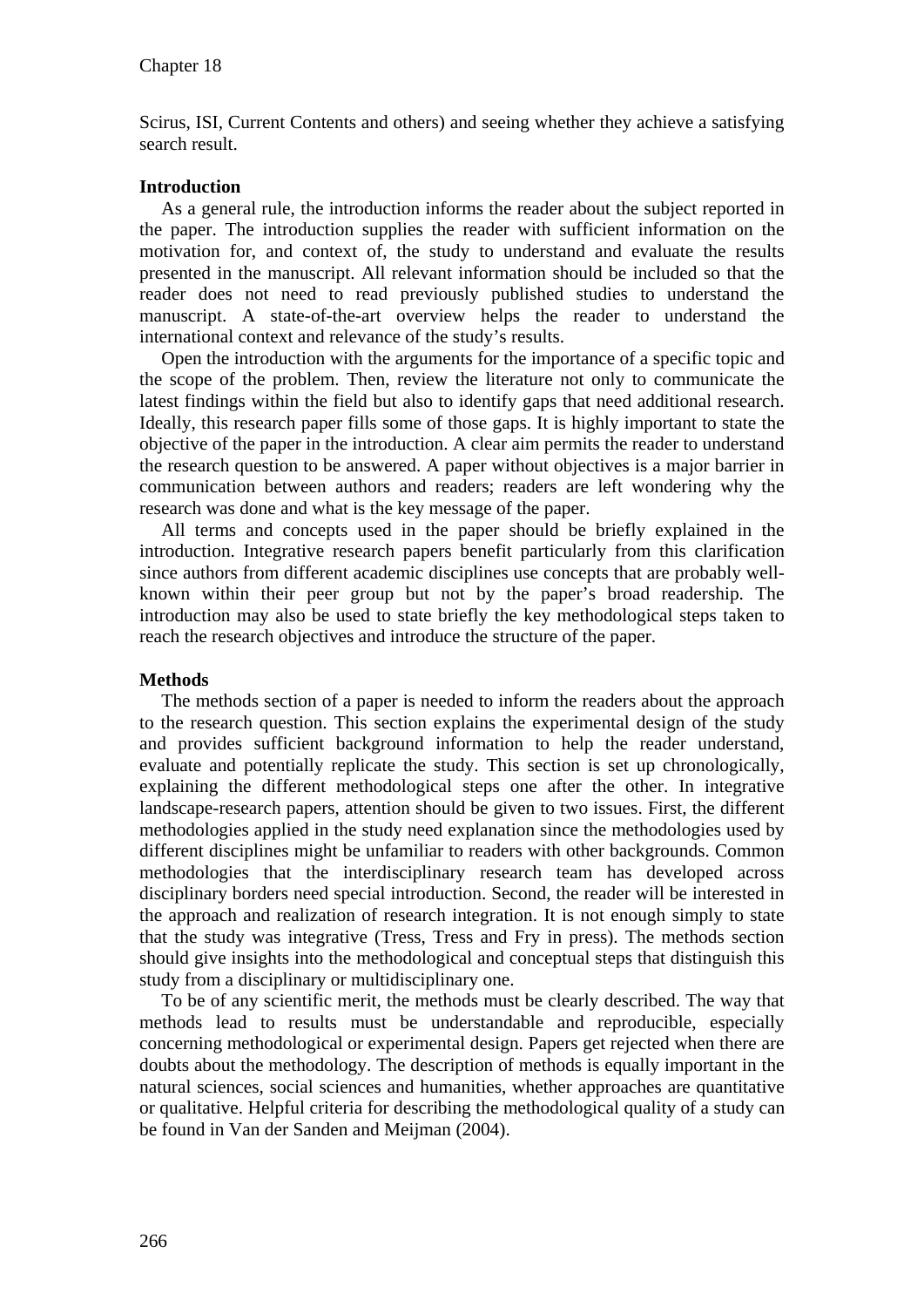Scirus, ISI, Current Contents and others) and seeing whether they achieve a satisfying search result.

**Introduction**

As a general rule, the introduction informs the reader about the subject reported in the paper. The introduction supplies the reader with sufficient information on the motivation for, and context of, the study to understand and evaluate the results presented in the manuscript. All relevant information should be included so that the reader does not need to read previously published studies to understand the manuscript. A state-of-the-art overview helps the reader to understand the international context and relevance of the study's results.

Open the introduction with the arguments for the importance of a specific topic and the scope of the problem. Then, review the literature not only to communicate the latest findings within the field but also to identify gaps that need additional research. Ideally, this research paper fills some of those gaps. It is highly important to state the objective of the paper in the introduction. A clear aim permits the reader to understand the research question to be answered. A paper without objectives is a major barrier in communication between authors and readers; readers are left wondering why the research was done and what is the key message of the paper.

All terms and concepts used in the paper should be briefly explained in the introduction. Integrative research papers benefit particularly from this clarification since authors from different academic disciplines use concepts that are probably well-known within their peer group but not by the paper's broad readership. The introduction may also be used to state briefly the key methodological steps taken to reach the research objectives and introduce the structure of the paper.

**Methods**

The methods section of a paper is needed to inform the readers about the approach to the research question. This section explains the experimental design of the study and provides sufficient background information to help the reader understand, evaluate and potentially replicate the study. This section is set up chronologically, explaining the different methodological steps one after the other. In integrative landscape-research papers, attention should be given to two issues. First, the different methodologies applied in the study need explanation since the methodologies used by different disciplines might be unfamiliar to readers with other backgrounds. Common methodologies that the interdisciplinary research team has developed across disciplinary borders need special introduction. Second, the reader will be interested in the approach and realization of research integration. It is not enough simply to state that the study was integrative (Tress, Tress and Fry in press). The methods section should give insights into the methodological and conceptual steps that distinguish this study from a disciplinary or multidisciplinary one.

To be of any scientific merit, the methods must be clearly described. The way that methods lead to results must be understandable and reproducible, especially concerning methodological or experimental design. Papers get rejected when there are doubts about the methodology. The description of methods is equally important in the natural sciences, social sciences and humanities, whether approaches are quantitative or qualitative. Helpful criteria for describing the methodological quality of a study can be found in Van der Sanden and Meijman (2004).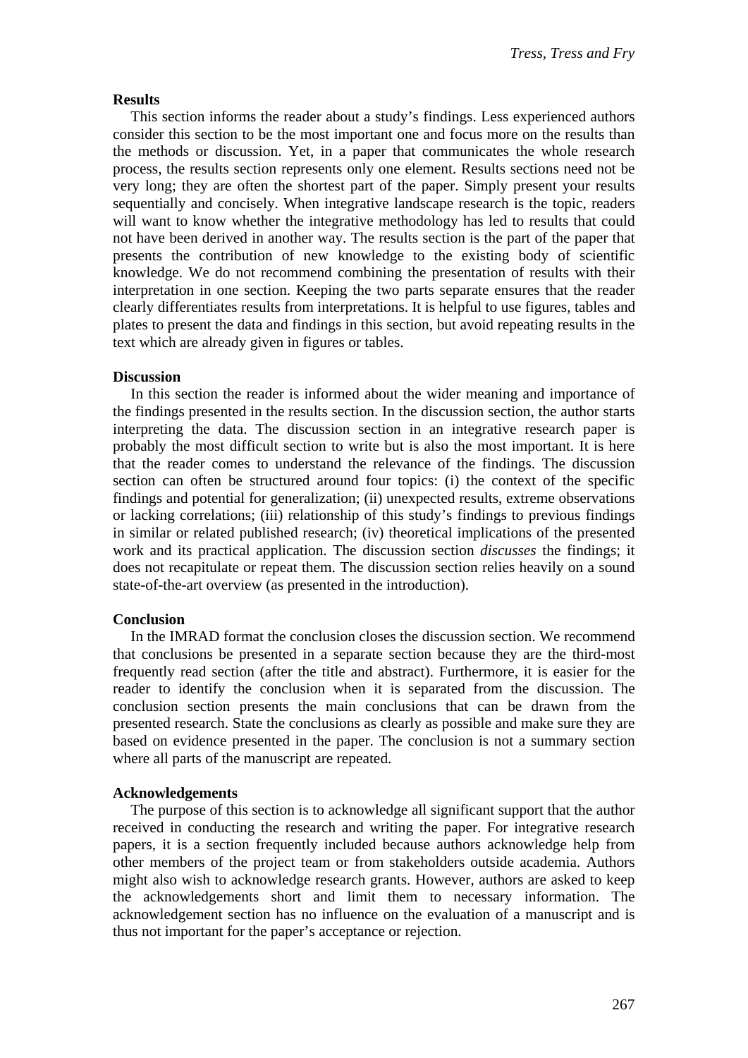### Results

This section informs the reader about a study's findings. Less experienced authors consider this section to be the most important one and focus more on the results than the methods or discussion. Yet, in a paper that communicates the whole research process, the results section represents only one element. Results sections need not be very long; they are often the shortest part of the paper. Simply present your results sequentially and concisely. When integrative landscape research is the topic, readers will want to know whether the integrative methodology has led to results that could not have been derived in another way. The results section is the part of the paper that presents the contribution of new knowledge to the existing body of scientific knowledge. We do not recommend combining the presentation of results with their interpretation in one section. Keeping the two parts separate ensures that the reader clearly differentiates results from interpretations. It is helpful to use figures, tables and plates to present the data and findings in this section, but avoid repeating results in the text which are already given in figures or tables.

### Discussion

In this section the reader is informed about the wider meaning and importance of the findings presented in the results section. In the discussion section, the author starts interpreting the data. The discussion section in an integrative research paper is probably the most difficult section to write but is also the most important. It is here that the reader comes to understand the relevance of the findings. The discussion section can often be structured around four topics: (i) the context of the specific findings and potential for generalization; (ii) unexpected results, extreme observations or lacking correlations; (iii) relationship of this study's findings to previous findings in similar or related published research; (iv) theoretical implications of the presented work and its practical application. The discussion section *discusses* the findings; it does not recapitulate or repeat them. The discussion section relies heavily on a sound state-of-the-art overview (as presented in the introduction).

### Conclusion

In the IMRAD format the conclusion closes the discussion section. We recommend that conclusions be presented in a separate section because they are the third-most frequently read section (after the title and abstract). Furthermore, it is easier for the reader to identify the conclusion when it is separated from the discussion. The conclusion section presents the main conclusions that can be drawn from the presented research. State the conclusions as clearly as possible and make sure they are based on evidence presented in the paper. The conclusion is not a summary section where all parts of the manuscript are repeated.

### Acknowledgements

The purpose of this section is to acknowledge all significant support that the author received in conducting the research and writing the paper. For integrative research papers, it is a section frequently included because authors acknowledge help from other members of the project team or from stakeholders outside academia. Authors might also wish to acknowledge research grants. However, authors are asked to keep the acknowledgements short and limit them to necessary information. The acknowledgement section has no influence on the evaluation of a manuscript and is thus not important for the paper's acceptance or rejection.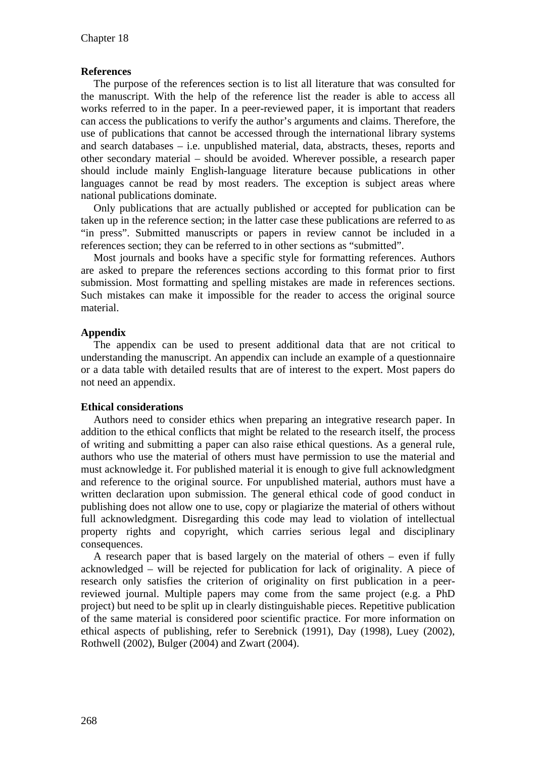### References

The purpose of the references section is to list all literature that was consulted for the manuscript. With the help of the reference list the reader is able to access all works referred to in the paper. In a peer-reviewed paper, it is important that readers can access the publications to verify the author's arguments and claims. Therefore, the use of publications that cannot be accessed through the international library systems and search databases – i.e. unpublished material, data, abstracts, theses, reports and other secondary material – should be avoided. Wherever possible, a research paper should include mainly English-language literature because publications in other languages cannot be read by most readers. The exception is subject areas where national publications dominate.

Only publications that are actually published or accepted for publication can be taken up in the reference section; in the latter case these publications are referred to as "in press". Submitted manuscripts or papers in review cannot be included in a references section; they can be referred to in other sections as "submitted".

Most journals and books have a specific style for formatting references. Authors are asked to prepare the references sections according to this format prior to first submission. Most formatting and spelling mistakes are made in references sections. Such mistakes can make it impossible for the reader to access the original source material.

### Appendix

The appendix can be used to present additional data that are not critical to understanding the manuscript. An appendix can include an example of a questionnaire or a data table with detailed results that are of interest to the expert. Most papers do not need an appendix.

### Ethical considerations

Authors need to consider ethics when preparing an integrative research paper. In addition to the ethical conflicts that might be related to the research itself, the process of writing and submitting a paper can also raise ethical questions. As a general rule, authors who use the material of others must have permission to use the material and must acknowledge it. For published material it is enough to give full acknowledgment and reference to the original source. For unpublished material, authors must have a written declaration upon submission. The general ethical code of good conduct in publishing does not allow one to use, copy or plagiarize the material of others without full acknowledgment. Disregarding this code may lead to violation of intellectual property rights and copyright, which carries serious legal and disciplinary consequences.

A research paper that is based largely on the material of others – even if fully acknowledged – will be rejected for publication for lack of originality. A piece of research only satisfies the criterion of originality on first publication in a peer-reviewed journal. Multiple papers may come from the same project (e.g. a PhD project) but need to be split up in clearly distinguishable pieces. Repetitive publication of the same material is considered poor scientific practice. For more information on ethical aspects of publishing, refer to Serebnick (1991), Day (1998), Luey (2002), Rothwell (2002), Bulger (2004) and Zwart (2004).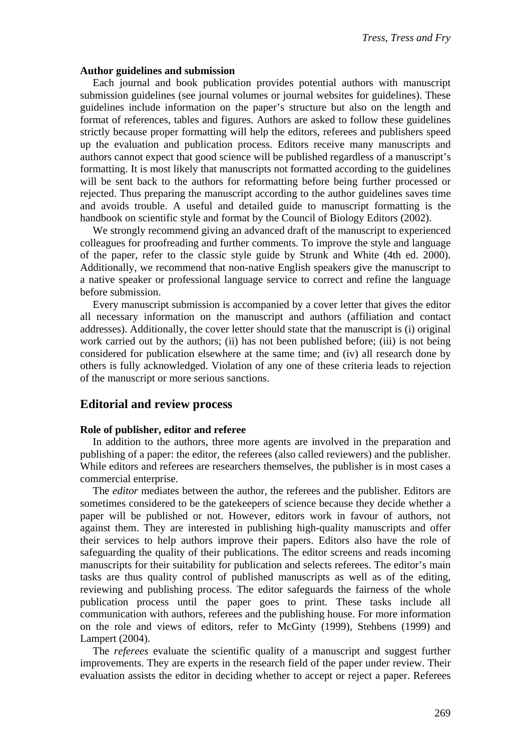**Author guidelines and submission**

Each journal and book publication provides potential authors with manuscript submission guidelines (see journal volumes or journal websites for guidelines). These guidelines include information on the paper's structure but also on the length and format of references, tables and figures. Authors are asked to follow these guidelines strictly because proper formatting will help the editors, referees and publishers speed up the evaluation and publication process. Editors receive many manuscripts and authors cannot expect that good science will be published regardless of a manuscript's formatting. It is most likely that manuscripts not formatted according to the guidelines will be sent back to the authors for reformatting before being further processed or rejected. Thus preparing the manuscript according to the author guidelines saves time and avoids trouble. A useful and detailed guide to manuscript formatting is the handbook on scientific style and format by the Council of Biology Editors (2002).

We strongly recommend giving an advanced draft of the manuscript to experienced colleagues for proofreading and further comments. To improve the style and language of the paper, refer to the classic style guide by Strunk and White (4th ed. 2000). Additionally, we recommend that non-native English speakers give the manuscript to a native speaker or professional language service to correct and refine the language before submission.

Every manuscript submission is accompanied by a cover letter that gives the editor all necessary information on the manuscript and authors (affiliation and contact addresses). Additionally, the cover letter should state that the manuscript is (i) original work carried out by the authors; (ii) has not been published before; (iii) is not being considered for publication elsewhere at the same time; and (iv) all research done by others is fully acknowledged. Violation of any one of these criteria leads to rejection of the manuscript or more serious sanctions.

## Editorial and review process

**Role of publisher, editor and referee**

In addition to the authors, three more agents are involved in the preparation and publishing of a paper: the editor, the referees (also called reviewers) and the publisher. While editors and referees are researchers themselves, the publisher is in most cases a commercial enterprise.

The *editor* mediates between the author, the referees and the publisher. Editors are sometimes considered to be the gatekeepers of science because they decide whether a paper will be published or not. However, editors work in favour of authors, not against them. They are interested in publishing high-quality manuscripts and offer their services to help authors improve their papers. Editors also have the role of safeguarding the quality of their publications. The editor screens and reads incoming manuscripts for their suitability for publication and selects referees. The editor's main tasks are thus quality control of published manuscripts as well as of the editing, reviewing and publishing process. The editor safeguards the fairness of the whole publication process until the paper goes to print. These tasks include all communication with authors, referees and the publishing house. For more information on the role and views of editors, refer to McGinty (1999), Stehbens (1999) and Lampert (2004).

The *referees* evaluate the scientific quality of a manuscript and suggest further improvements. They are experts in the research field of the paper under review. Their evaluation assists the editor in deciding whether to accept or reject a paper. Referees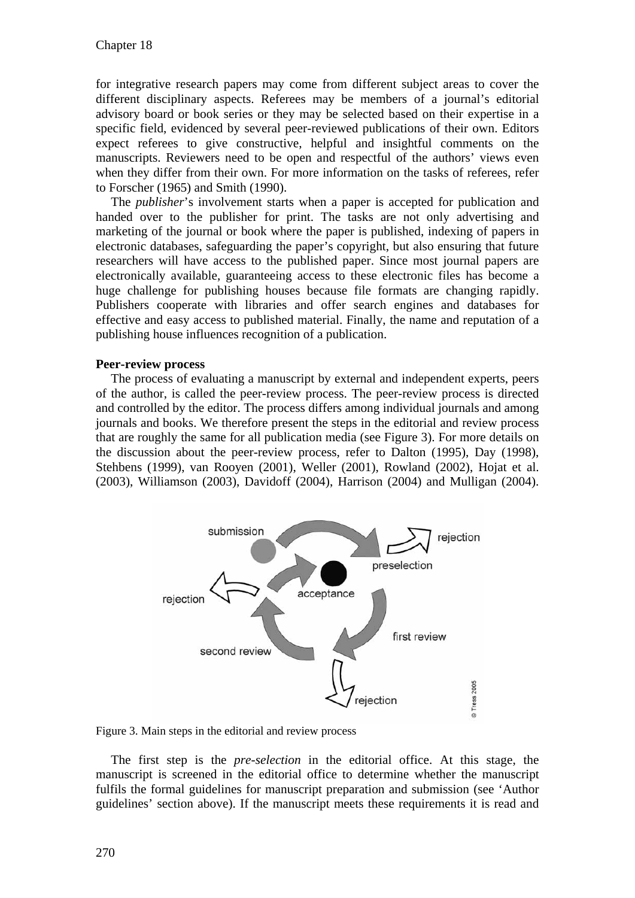for integrative research papers may come from different subject areas to cover the different disciplinary aspects. Referees may be members of a journal's editorial advisory board or book series or they may be selected based on their expertise in a specific field, evidenced by several peer-reviewed publications of their own. Editors expect referees to give constructive, helpful and insightful comments on the manuscripts. Reviewers need to be open and respectful of the authors' views even when they differ from their own. For more information on the tasks of referees, refer to Forscher (1965) and Smith (1990).

The *publisher*'s involvement starts when a paper is accepted for publication and handed over to the publisher for print. The tasks are not only advertising and marketing of the journal or book where the paper is published, indexing of papers in electronic databases, safeguarding the paper's copyright, but also ensuring that future researchers will have access to the published paper. Since most journal papers are electronically available, guaranteeing access to these electronic files has become a huge challenge for publishing houses because file formats are changing rapidly. Publishers cooperate with libraries and offer search engines and databases for effective and easy access to published material. Finally, the name and reputation of a publishing house influences recognition of a publication.

**Peer-review process**

The process of evaluating a manuscript by external and independent experts, peers of the author, is called the peer-review process. The peer-review process is directed and controlled by the editor. The process differs among individual journals and among journals and books. We therefore present the steps in the editorial and review process that are roughly the same for all publication media (see Figure 3). For more details on the discussion about the peer-review process, refer to Dalton (1995), Day (1998), Stehbens (1999), van Rooyen (2001), Weller (2001), Rowland (2002), Hojat et al. (2003), Williamson (2003), Davidoff (2004), Harrison (2004) and Mulligan (2004).

Figure 3. Main steps in the editorial and review process

The first step is the *pre-selection* in the editorial office. At this stage, the manuscript is screened in the editorial office to determine whether the manuscript fulfils the formal guidelines for manuscript preparation and submission (see 'Author guidelines' section above). If the manuscript meets these requirements it is read and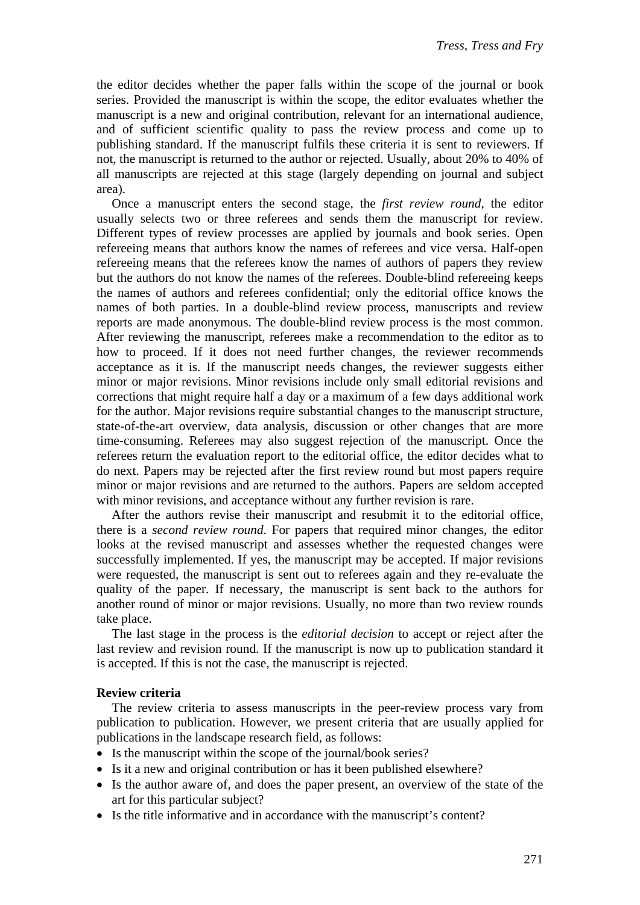the editor decides whether the paper falls within the scope of the journal or book series. Provided the manuscript is within the scope, the editor evaluates whether the manuscript is a new and original contribution, relevant for an international audience, and of sufficient scientific quality to pass the review process and come up to publishing standard. If the manuscript fulfils these criteria it is sent to reviewers. If not, the manuscript is returned to the author or rejected. Usually, about 20% to 40% of all manuscripts are rejected at this stage (largely depending on journal and subject area).

Once a manuscript enters the second stage, the *first review round*, the editor usually selects two or three referees and sends them the manuscript for review. Different types of review processes are applied by journals and book series. Open refereeing means that authors know the names of referees and vice versa. Half-open refereeing means that the referees know the names of authors of papers they review but the authors do not know the names of the referees. Double-blind refereeing keeps the names of authors and referees confidential; only the editorial office knows the names of both parties. In a double-blind review process, manuscripts and review reports are made anonymous. The double-blind review process is the most common. After reviewing the manuscript, referees make a recommendation to the editor as to how to proceed. If it does not need further changes, the reviewer recommends acceptance as it is. If the manuscript needs changes, the reviewer suggests either minor or major revisions. Minor revisions include only small editorial revisions and corrections that might require half a day or a maximum of a few days additional work for the author. Major revisions require substantial changes to the manuscript structure, state-of-the-art overview, data analysis, discussion or other changes that are more time-consuming. Referees may also suggest rejection of the manuscript. Once the referees return the evaluation report to the editorial office, the editor decides what to do next. Papers may be rejected after the first review round but most papers require minor or major revisions and are returned to the authors. Papers are seldom accepted with minor revisions, and acceptance without any further revision is rare.

After the authors revise their manuscript and resubmit it to the editorial office, there is a *second review round*. For papers that required minor changes, the editor looks at the revised manuscript and assesses whether the requested changes were successfully implemented. If yes, the manuscript may be accepted. If major revisions were requested, the manuscript is sent out to referees again and they re-evaluate the quality of the paper. If necessary, the manuscript is sent back to the authors for another round of minor or major revisions. Usually, no more than two review rounds take place.

The last stage in the process is the *editorial decision* to accept or reject after the last review and revision round. If the manuscript is now up to publication standard it is accepted. If this is not the case, the manuscript is rejected.

**Review criteria**

The review criteria to assess manuscripts in the peer-review process vary from publication to publication. However, we present criteria that are usually applied for publications in the landscape research field, as follows:

- Is the manuscript within the scope of the journal/book series?
- Is it a new and original contribution or has it been published elsewhere?
- Is the author aware of, and does the paper present, an overview of the state of the art for this particular subject?
- Is the title informative and in accordance with the manuscript's content?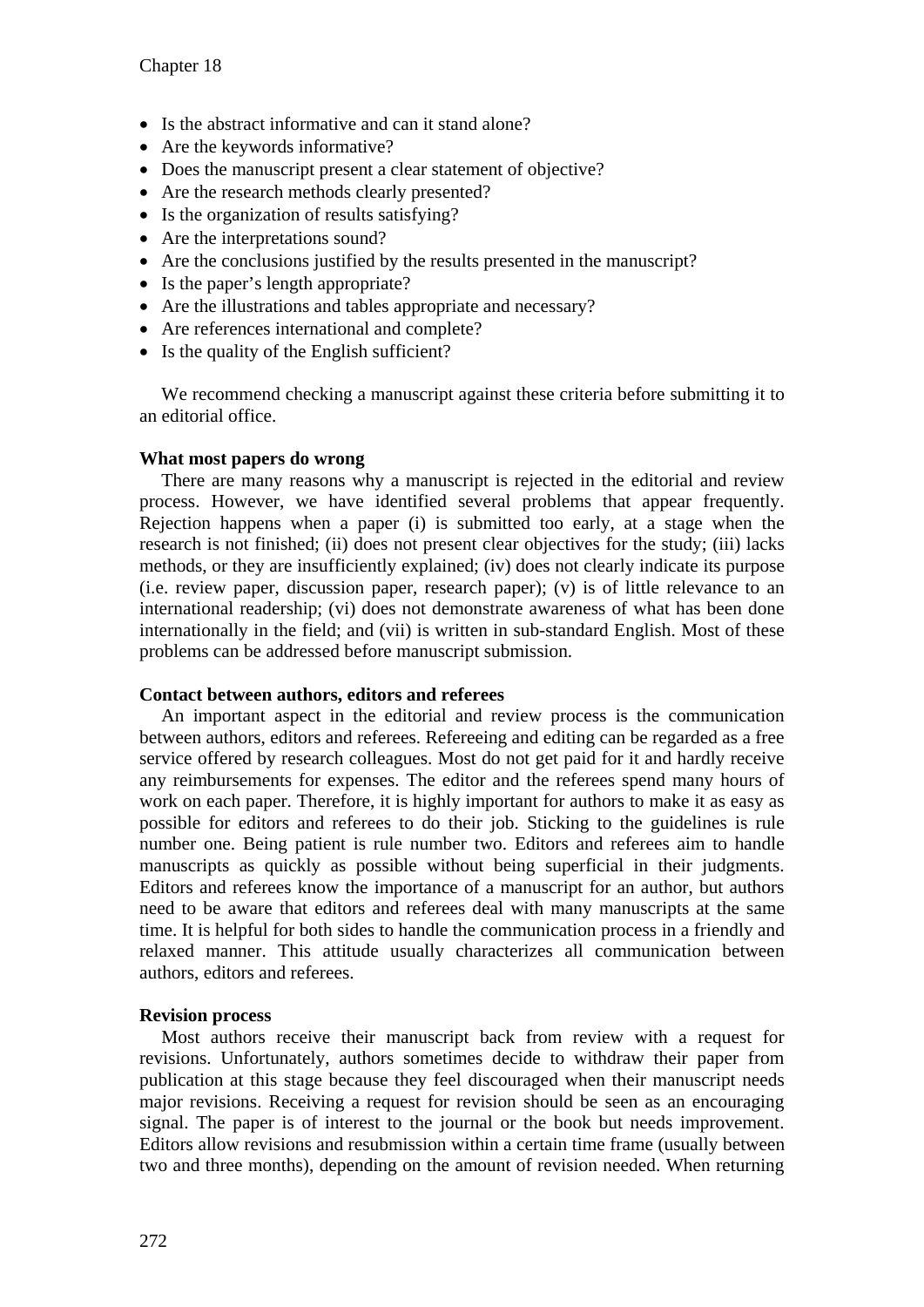- Is the abstract informative and can it stand alone?
- Are the keywords informative?
- Does the manuscript present a clear statement of objective?
- Are the research methods clearly presented?
- Is the organization of results satisfying?
- Are the interpretations sound?
- Are the conclusions justified by the results presented in the manuscript?
- Is the paper's length appropriate?
- Are the illustrations and tables appropriate and necessary?
- Are references international and complete?
- Is the quality of the English sufficient?

We recommend checking a manuscript against these criteria before submitting it to an editorial office.

**What most papers do wrong**

There are many reasons why a manuscript is rejected in the editorial and review process. However, we have identified several problems that appear frequently. Rejection happens when a paper (i) is submitted too early, at a stage when the research is not finished; (ii) does not present clear objectives for the study; (iii) lacks methods, or they are insufficiently explained; (iv) does not clearly indicate its purpose (i.e. review paper, discussion paper, research paper); (v) is of little relevance to an international readership; (vi) does not demonstrate awareness of what has been done internationally in the field; and (vii) is written in sub-standard English. Most of these problems can be addressed before manuscript submission.

**Contact between authors, editors and referees**

An important aspect in the editorial and review process is the communication between authors, editors and referees. Refereeing and editing can be regarded as a free service offered by research colleagues. Most do not get paid for it and hardly receive any reimbursements for expenses. The editor and the referees spend many hours of work on each paper. Therefore, it is highly important for authors to make it as easy as possible for editors and referees to do their job. Sticking to the guidelines is rule number one. Being patient is rule number two. Editors and referees aim to handle manuscripts as quickly as possible without being superficial in their judgments. Editors and referees know the importance of a manuscript for an author, but authors need to be aware that editors and referees deal with many manuscripts at the same time. It is helpful for both sides to handle the communication process in a friendly and relaxed manner. This attitude usually characterizes all communication between authors, editors and referees.

**Revision process**

Most authors receive their manuscript back from review with a request for revisions. Unfortunately, authors sometimes decide to withdraw their paper from publication at this stage because they feel discouraged when their manuscript needs major revisions. Receiving a request for revision should be seen as an encouraging signal. The paper is of interest to the journal or the book but needs improvement. Editors allow revisions and resubmission within a certain time frame (usually between two and three months), depending on the amount of revision needed. When returning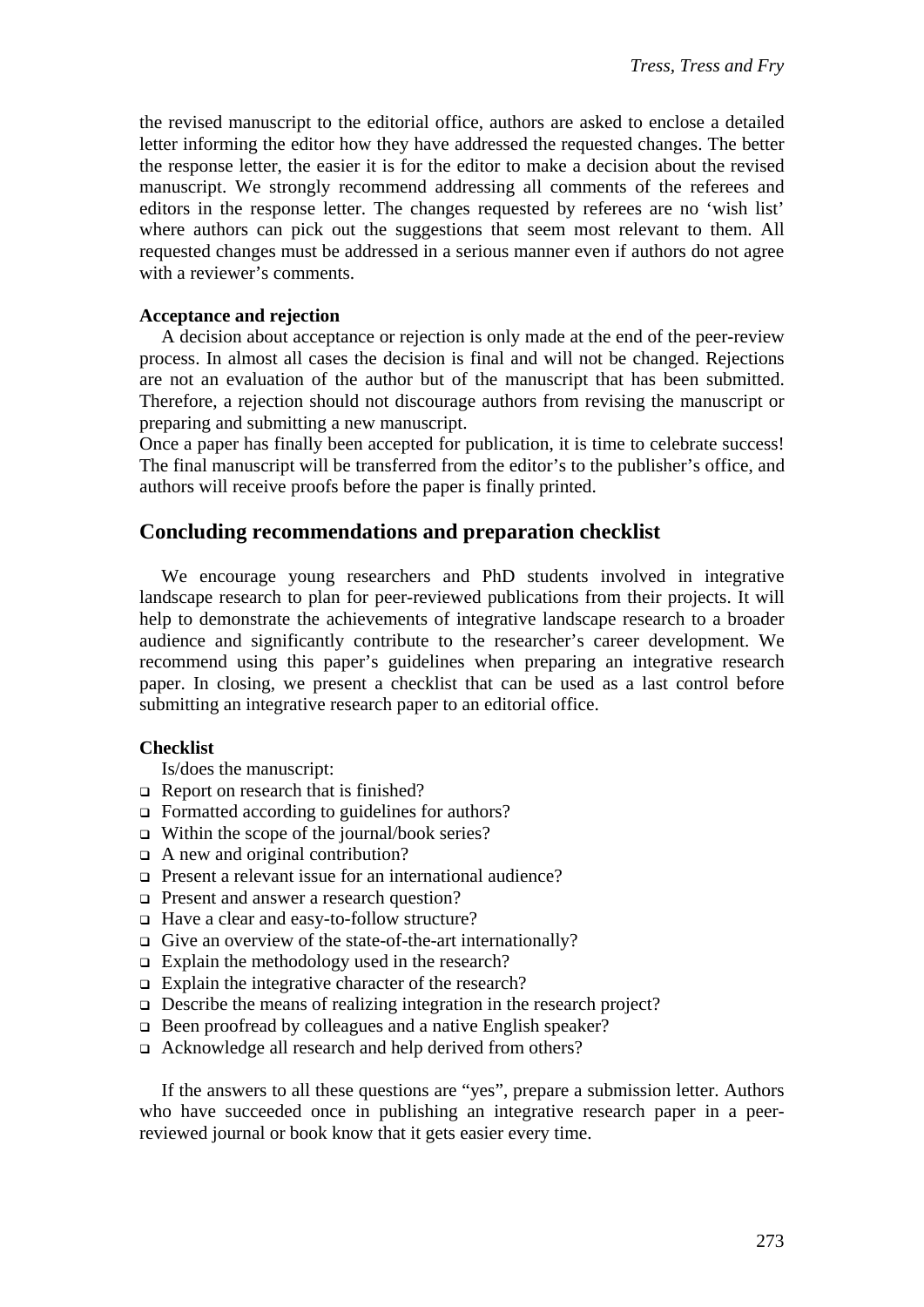the revised manuscript to the editorial office, authors are asked to enclose a detailed letter informing the editor how they have addressed the requested changes. The better the response letter, the easier it is for the editor to make a decision about the revised manuscript. We strongly recommend addressing all comments of the referees and editors in the response letter. The changes requested by referees are no 'wish list' where authors can pick out the suggestions that seem most relevant to them. All requested changes must be addressed in a serious manner even if authors do not agree with a reviewer's comments.

### Acceptance and rejection

A decision about acceptance or rejection is only made at the end of the peer-review process. In almost all cases the decision is final and will not be changed. Rejections are not an evaluation of the author but of the manuscript that has been submitted. Therefore, a rejection should not discourage authors from revising the manuscript or preparing and submitting a new manuscript.

Once a paper has finally been accepted for publication, it is time to celebrate success! The final manuscript will be transferred from the editor's to the publisher's office, and authors will receive proofs before the paper is finally printed.

## Concluding recommendations and preparation checklist

We encourage young researchers and PhD students involved in integrative landscape research to plan for peer-reviewed publications from their projects. It will help to demonstrate the achievements of integrative landscape research to a broader audience and significantly contribute to the researcher's career development. We recommend using this paper's guidelines when preparing an integrative research paper. In closing, we present a checklist that can be used as a last control before submitting an integrative research paper to an editorial office.

### Checklist

Is/does the manuscript:

- ❑ Report on research that is finished?
- ❑ Formatted according to guidelines for authors?
- ❑ Within the scope of the journal/book series?
- ❑ A new and original contribution?
- ❑ Present a relevant issue for an international audience?
- ❑ Present and answer a research question?
- ❑ Have a clear and easy-to-follow structure?
- ❑ Give an overview of the state-of-the-art internationally?
- ❑ Explain the methodology used in the research?
- ❑ Explain the integrative character of the research?
- ❑ Describe the means of realizing integration in the research project?
- ❑ Been proofread by colleagues and a native English speaker?
- ❑ Acknowledge all research and help derived from others?

If the answers to all these questions are "yes", prepare a submission letter. Authors who have succeeded once in publishing an integrative research paper in a peer-reviewed journal or book know that it gets easier every time.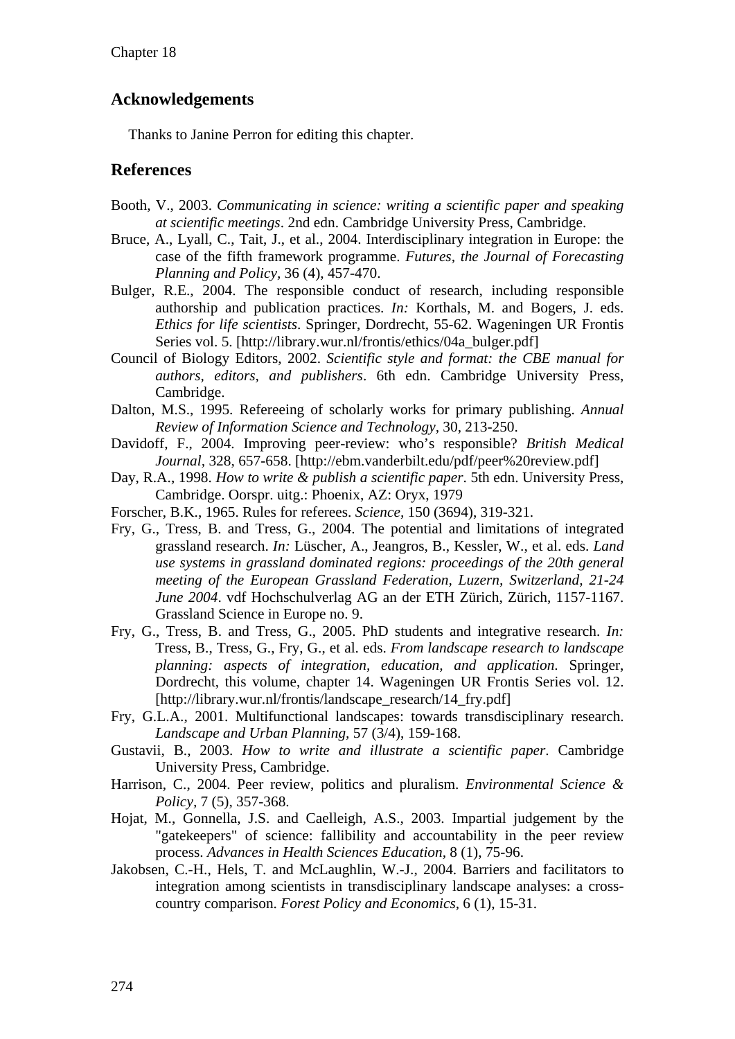## Acknowledgements

Thanks to Janine Perron for editing this chapter.

## References

Booth, V., 2003. *Communicating in science: writing a scientific paper and speaking at scientific meetings*. 2nd edn. Cambridge University Press, Cambridge.

Bruce, A., Lyall, C., Tait, J., et al., 2004. Interdisciplinary integration in Europe: the case of the fifth framework programme. *Futures, the Journal of Forecasting Planning and Policy*, 36 (4), 457-470.

Bulger, R.E., 2004. The responsible conduct of research, including responsible authorship and publication practices. *In:* Korthals, M. and Bogers, J. eds. *Ethics for life scientists*. Springer, Dordrecht, 55-62. Wageningen UR Frontis Series vol. 5. [http://library.wur.nl/frontis/ethics/04a_bulger.pdf]

Council of Biology Editors, 2002. *Scientific style and format: the CBE manual for authors, editors, and publishers*. 6th edn. Cambridge University Press, Cambridge.

Dalton, M.S., 1995. Refereeing of scholarly works for primary publishing. *Annual Review of Information Science and Technology*, 30, 213-250.

Davidoff, F., 2004. Improving peer-review: who's responsible? *British Medical Journal*, 328, 657-658. [http://ebm.vanderbilt.edu/pdf/peer%20review.pdf]

Day, R.A., 1998. *How to write & publish a scientific paper*. 5th edn. University Press, Cambridge. Oorspr. uitg.: Phoenix, AZ: Oryx, 1979

Forscher, B.K., 1965. Rules for referees. *Science*, 150 (3694), 319-321.

Fry, G., Tress, B. and Tress, G., 2004. The potential and limitations of integrated grassland research. *In:* Lüscher, A., Jeangros, B., Kessler, W., et al. eds. *Land use systems in grassland dominated regions: proceedings of the 20th general meeting of the European Grassland Federation, Luzern, Switzerland, 21-24 June 2004*. vdf Hochschulverlag AG an der ETH Zürich, Zürich, 1157-1167. Grassland Science in Europe no. 9.

Fry, G., Tress, B. and Tress, G., 2005. PhD students and integrative research. *In:* Tress, B., Tress, G., Fry, G., et al. eds. *From landscape research to landscape planning: aspects of integration, education, and application*. Springer, Dordrecht, this volume, chapter 14. Wageningen UR Frontis Series vol. 12. [http://library.wur.nl/frontis/landscape_research/14_fry.pdf]

Fry, G.L.A., 2001. Multifunctional landscapes: towards transdisciplinary research. *Landscape and Urban Planning*, 57 (3/4), 159-168.

Gustavii, B., 2003. *How to write and illustrate a scientific paper*. Cambridge University Press, Cambridge.

Harrison, C., 2004. Peer review, politics and pluralism. *Environmental Science & Policy*, 7 (5), 357-368.

Hojat, M., Gonnella, J.S. and Caelleigh, A.S., 2003. Impartial judgement by the "gatekeepers" of science: fallibility and accountability in the peer review process. *Advances in Health Sciences Education*, 8 (1), 75-96.

Jakobsen, C.-H., Hels, T. and McLaughlin, W.-J., 2004. Barriers and facilitators to integration among scientists in transdisciplinary landscape analyses: a cross-country comparison. *Forest Policy and Economics*, 6 (1), 15-31.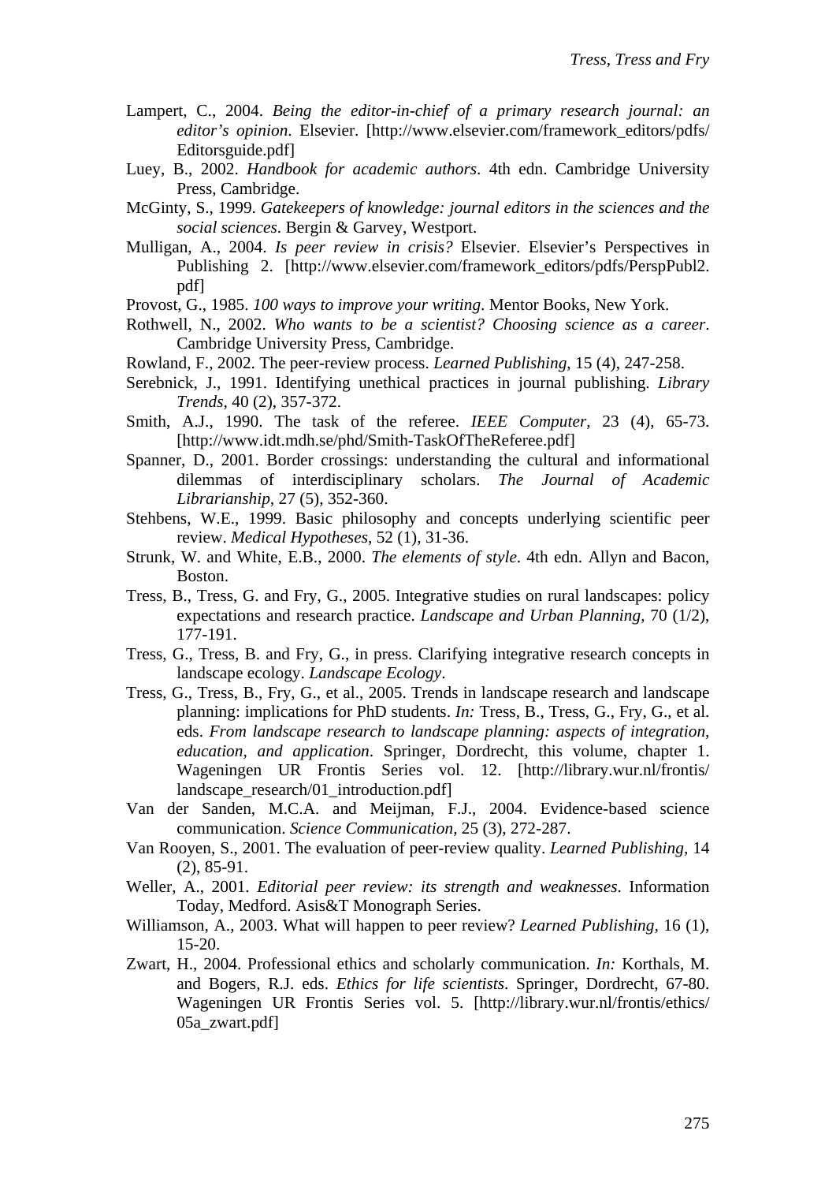Lampert, C., 2004. *Being the editor-in-chief of a primary research journal: an editor's opinion*. Elsevier. [http://www.elsevier.com/framework_editors/pdfs/Editorsguide.pdf]

Luey, B., 2002. *Handbook for academic authors*. 4th edn. Cambridge University Press, Cambridge.

McGinty, S., 1999. *Gatekeepers of knowledge: journal editors in the sciences and the social sciences*. Bergin & Garvey, Westport.

Mulligan, A., 2004. *Is peer review in crisis?* Elsevier. Elsevier's Perspectives in Publishing 2. [http://www.elsevier.com/framework_editors/pdfs/PerspPubl2.pdf]

Provost, G., 1985. *100 ways to improve your writing*. Mentor Books, New York.

Rothwell, N., 2002. *Who wants to be a scientist? Choosing science as a career*. Cambridge University Press, Cambridge.

Rowland, F., 2002. The peer-review process. *Learned Publishing,* 15 (4), 247-258.

Serebnick, J., 1991. Identifying unethical practices in journal publishing. *Library Trends,* 40 (2), 357-372.

Smith, A.J., 1990. The task of the referee. *IEEE Computer,* 23 (4), 65-73. [http://www.idt.mdh.se/phd/Smith-TaskOfTheReferee.pdf]

Spanner, D., 2001. Border crossings: understanding the cultural and informational dilemmas of interdisciplinary scholars. *The Journal of Academic Librarianship,* 27 (5), 352-360.

Stehbens, W.E., 1999. Basic philosophy and concepts underlying scientific peer review. *Medical Hypotheses,* 52 (1), 31-36.

Strunk, W. and White, E.B., 2000. *The elements of style*. 4th edn. Allyn and Bacon, Boston.

Tress, B., Tress, G. and Fry, G., 2005. Integrative studies on rural landscapes: policy expectations and research practice. *Landscape and Urban Planning,* 70 (1/2), 177-191.

Tress, G., Tress, B. and Fry, G., in press. Clarifying integrative research concepts in landscape ecology. *Landscape Ecology*.

Tress, G., Tress, B., Fry, G., et al., 2005. Trends in landscape research and landscape planning: implications for PhD students. *In:* Tress, B., Tress, G., Fry, G., et al. eds. *From landscape research to landscape planning: aspects of integration, education, and application*. Springer, Dordrecht, this volume, chapter 1. Wageningen UR Frontis Series vol. 12. [http://library.wur.nl/frontis/landscape_research/01_introduction.pdf]

Van der Sanden, M.C.A. and Meijman, F.J., 2004. Evidence-based science communication. *Science Communication,* 25 (3), 272-287.

Van Rooyen, S., 2001. The evaluation of peer-review quality. *Learned Publishing,* 14 (2), 85-91.

Weller, A., 2001. *Editorial peer review: its strength and weaknesses*. Information Today, Medford. Asis&T Monograph Series.

Williamson, A., 2003. What will happen to peer review? *Learned Publishing,* 16 (1), 15-20.

Zwart, H., 2004. Professional ethics and scholarly communication. *In:* Korthals, M. and Bogers, R.J. eds. *Ethics for life scientists*. Springer, Dordrecht, 67-80. Wageningen UR Frontis Series vol. 5. [http://library.wur.nl/frontis/ethics/05a_zwart.pdf]